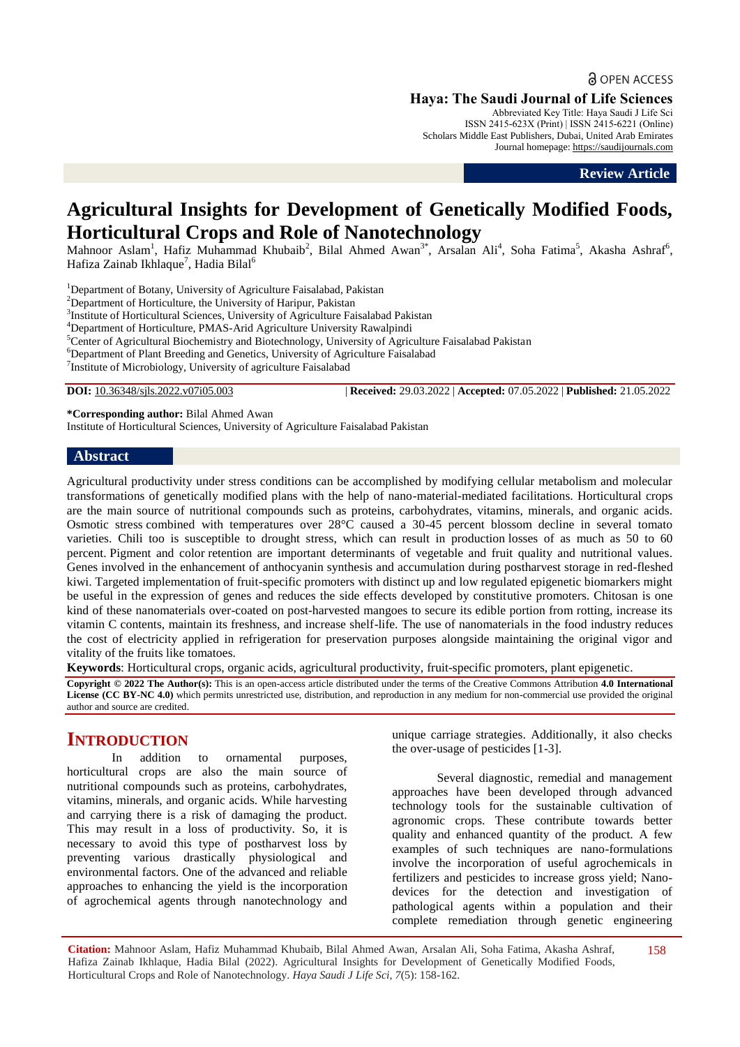OPEN ACCESS

**Haya: The Saudi Journal of Life Sciences**
Abbreviated Key Title: Haya Saudi J Life Sci
ISSN 2415-623X (Print) | ISSN 2415-6221 (Online)
Scholars Middle East Publishers, Dubai, United Arab Emirates
Journal homepage: https://saudijournals.com

**Review Article**

# Agricultural Insights for Development of Genetically Modified Foods, Horticultural Crops and Role of Nanotechnology

Mahnoor Aslam[1], Hafiz Muhammad Khubaib[2], Bilal Ahmed Awan[3*], Arsalan Ali[4], Soha Fatima[5], Akasha Ashraf[6], Hafiza Zainab Ikhlaque[7], Hadia Bilal[6]

[1]Department of Botany, University of Agriculture Faisalabad, Pakistan
[2]Department of Horticulture, the University of Haripur, Pakistan
[3]Institute of Horticultural Sciences, University of Agriculture Faisalabad Pakistan
[4]Department of Horticulture, PMAS-Arid Agriculture University Rawalpindi
[5]Center of Agricultural Biochemistry and Biotechnology, University of Agriculture Faisalabad Pakistan
[6]Department of Plant Breeding and Genetics, University of Agriculture Faisalabad
[7]Institute of Microbiology, University of agriculture Faisalabad

**DOI:** 10.36348/sjls.2022.v07i05.003 | **Received:** 29.03.2022 | **Accepted:** 07.05.2022 | **Published:** 21.05.2022

**\*Corresponding author:** Bilal Ahmed Awan
Institute of Horticultural Sciences, University of Agriculture Faisalabad Pakistan

## Abstract

Agricultural productivity under stress conditions can be accomplished by modifying cellular metabolism and molecular transformations of genetically modified plans with the help of nano-material-mediated facilitations. Horticultural crops are the main source of nutritional compounds such as proteins, carbohydrates, vitamins, minerals, and organic acids. Osmotic stress combined with temperatures over 28°C caused a 30-45 percent blossom decline in several tomato varieties. Chili too is susceptible to drought stress, which can result in production losses of as much as 50 to 60 percent. Pigment and color retention are important determinants of vegetable and fruit quality and nutritional values. Genes involved in the enhancement of anthocyanin synthesis and accumulation during postharvest storage in red-fleshed kiwi. Targeted implementation of fruit-specific promoters with distinct up and low regulated epigenetic biomarkers might be useful in the expression of genes and reduces the side effects developed by constitutive promoters. Chitosan is one kind of these nanomaterials over-coated on post-harvested mangoes to secure its edible portion from rotting, increase its vitamin C contents, maintain its freshness, and increase shelf-life. The use of nanomaterials in the food industry reduces the cost of electricity applied in refrigeration for preservation purposes alongside maintaining the original vigor and vitality of the fruits like tomatoes.

**Keywords**: Horticultural crops, organic acids, agricultural productivity, fruit-specific promoters, plant epigenetic.

**Copyright © 2022 The Author(s):** This is an open-access article distributed under the terms of the Creative Commons Attribution **4.0 International License (CC BY-NC 4.0)** which permits unrestricted use, distribution, and reproduction in any medium for non-commercial use provided the original author and source are credited.

## INTRODUCTION

In addition to ornamental purposes, horticultural crops are also the main source of nutritional compounds such as proteins, carbohydrates, vitamins, minerals, and organic acids. While harvesting and carrying there is a risk of damaging the product. This may result in a loss of productivity. So, it is necessary to avoid this type of postharvest loss by preventing various drastically physiological and environmental factors. One of the advanced and reliable approaches to enhancing the yield is the incorporation of agrochemical agents through nanotechnology and unique carriage strategies. Additionally, it also checks the over-usage of pesticides [1-3].

Several diagnostic, remedial and management approaches have been developed through advanced technology tools for the sustainable cultivation of agronomic crops. These contribute towards better quality and enhanced quantity of the product. A few examples of such techniques are nano-formulations involve the incorporation of useful agrochemicals in fertilizers and pesticides to increase gross yield; Nano-devices for the detection and investigation of pathological agents within a population and their complete remediation through genetic engineering

**Citation:** Mahnoor Aslam, Hafiz Muhammad Khubaib, Bilal Ahmed Awan, Arsalan Ali, Soha Fatima, Akasha Ashraf, Hafiza Zainab Ikhlaque, Hadia Bilal (2022). Agricultural Insights for Development of Genetically Modified Foods, Horticultural Crops and Role of Nanotechnology. *Haya Saudi J Life Sci, 7*(5): 158-162.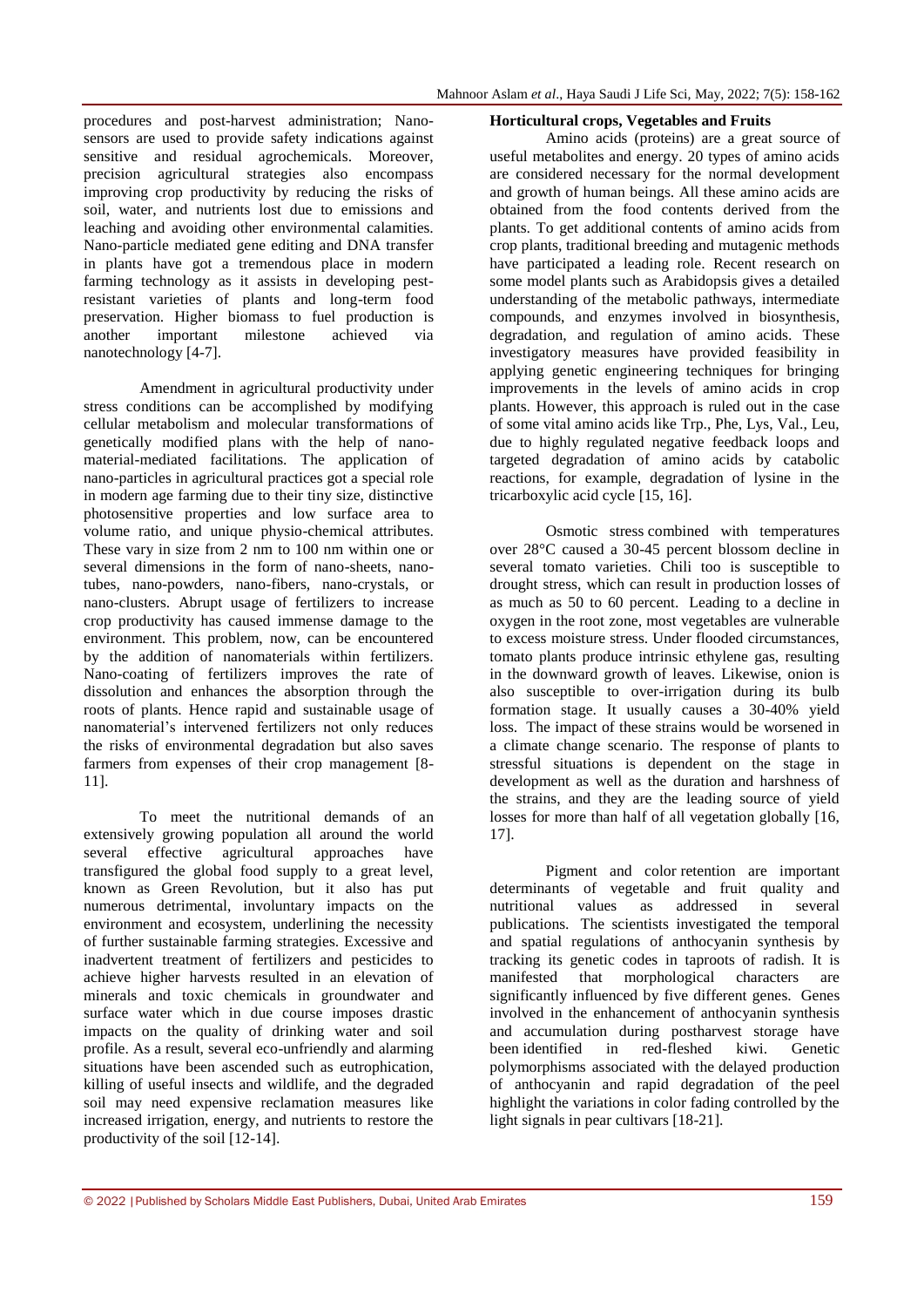procedures and post-harvest administration; Nano-sensors are used to provide safety indications against sensitive and residual agrochemicals. Moreover, precision agricultural strategies also encompass improving crop productivity by reducing the risks of soil, water, and nutrients lost due to emissions and leaching and avoiding other environmental calamities. Nano-particle mediated gene editing and DNA transfer in plants have got a tremendous place in modern farming technology as it assists in developing pest-resistant varieties of plants and long-term food preservation. Higher biomass to fuel production is another important milestone achieved via nanotechnology [4-7].

Amendment in agricultural productivity under stress conditions can be accomplished by modifying cellular metabolism and molecular transformations of genetically modified plans with the help of nano-material-mediated facilitations. The application of nano-particles in agricultural practices got a special role in modern age farming due to their tiny size, distinctive photosensitive properties and low surface area to volume ratio, and unique physio-chemical attributes. These vary in size from 2 nm to 100 nm within one or several dimensions in the form of nano-sheets, nano-tubes, nano-powders, nano-fibers, nano-crystals, or nano-clusters. Abrupt usage of fertilizers to increase crop productivity has caused immense damage to the environment. This problem, now, can be encountered by the addition of nanomaterials within fertilizers. Nano-coating of fertilizers improves the rate of dissolution and enhances the absorption through the roots of plants. Hence rapid and sustainable usage of nanomaterial's intervened fertilizers not only reduces the risks of environmental degradation but also saves farmers from expenses of their crop management [8-11].

To meet the nutritional demands of an extensively growing population all around the world several effective agricultural approaches have transfigured the global food supply to a great level, known as Green Revolution, but it also has put numerous detrimental, involuntary impacts on the environment and ecosystem, underlining the necessity of further sustainable farming strategies. Excessive and inadvertent treatment of fertilizers and pesticides to achieve higher harvests resulted in an elevation of minerals and toxic chemicals in groundwater and surface water which in due course imposes drastic impacts on the quality of drinking water and soil profile. As a result, several eco-unfriendly and alarming situations have been ascended such as eutrophication, killing of useful insects and wildlife, and the degraded soil may need expensive reclamation measures like increased irrigation, energy, and nutrients to restore the productivity of the soil [12-14].

**Horticultural crops, Vegetables and Fruits**

Amino acids (proteins) are a great source of useful metabolites and energy. 20 types of amino acids are considered necessary for the normal development and growth of human beings. All these amino acids are obtained from the food contents derived from the plants. To get additional contents of amino acids from crop plants, traditional breeding and mutagenic methods have participated a leading role. Recent research on some model plants such as Arabidopsis gives a detailed understanding of the metabolic pathways, intermediate compounds, and enzymes involved in biosynthesis, degradation, and regulation of amino acids. These investigatory measures have provided feasibility in applying genetic engineering techniques for bringing improvements in the levels of amino acids in crop plants. However, this approach is ruled out in the case of some vital amino acids like Trp., Phe, Lys, Val., Leu, due to highly regulated negative feedback loops and targeted degradation of amino acids by catabolic reactions, for example, degradation of lysine in the tricarboxylic acid cycle [15, 16].

Osmotic stress combined with temperatures over 28°C caused a 30-45 percent blossom decline in several tomato varieties. Chili too is susceptible to drought stress, which can result in production losses of as much as 50 to 60 percent. Leading to a decline in oxygen in the root zone, most vegetables are vulnerable to excess moisture stress. Under flooded circumstances, tomato plants produce intrinsic ethylene gas, resulting in the downward growth of leaves. Likewise, onion is also susceptible to over-irrigation during its bulb formation stage. It usually causes a 30-40% yield loss. The impact of these strains would be worsened in a climate change scenario. The response of plants to stressful situations is dependent on the stage in development as well as the duration and harshness of the strains, and they are the leading source of yield losses for more than half of all vegetation globally [16, 17].

Pigment and color retention are important determinants of vegetable and fruit quality and nutritional values as addressed in several publications. The scientists investigated the temporal and spatial regulations of anthocyanin synthesis by tracking its genetic codes in taproots of radish. It is manifested that morphological characters are significantly influenced by five different genes. Genes involved in the enhancement of anthocyanin synthesis and accumulation during postharvest storage have been identified in red-fleshed kiwi. Genetic polymorphisms associated with the delayed production of anthocyanin and rapid degradation of the peel highlight the variations in color fading controlled by the light signals in pear cultivars [18-21].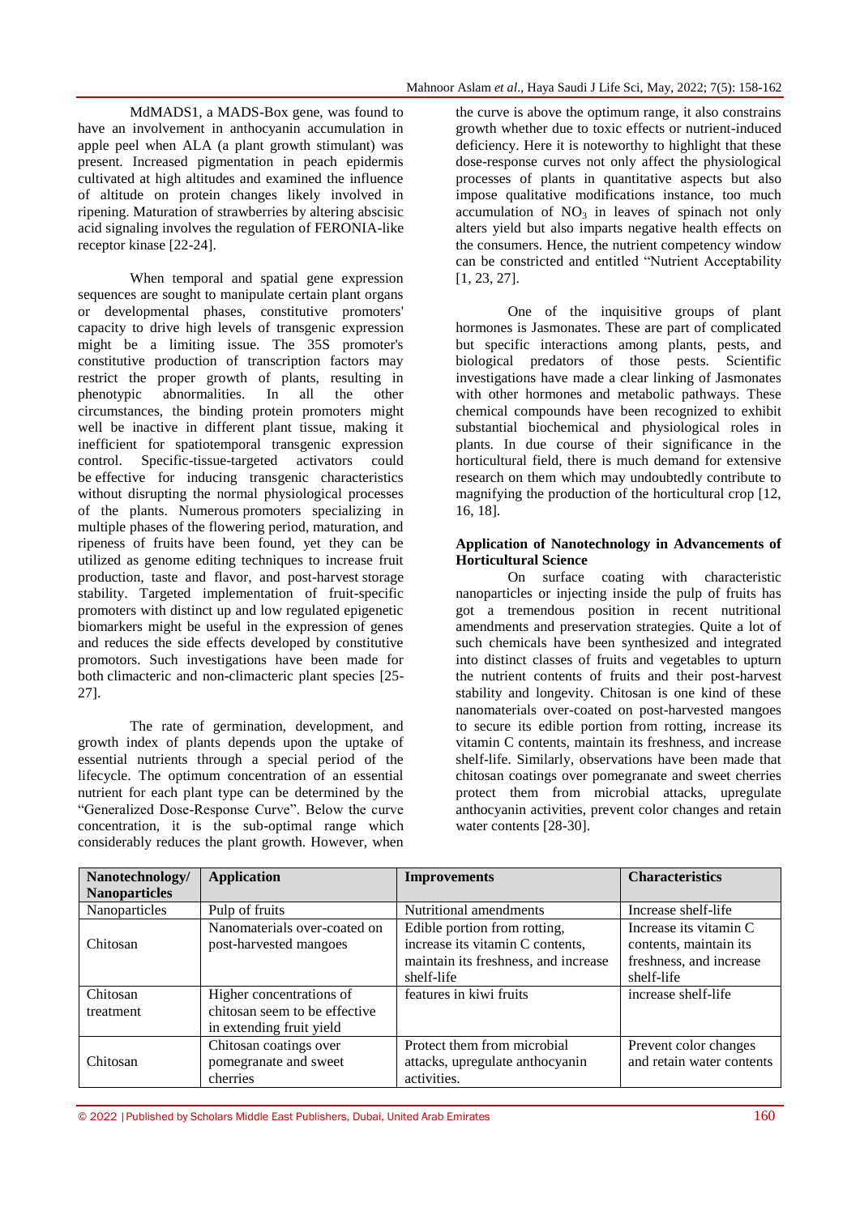MdMADS1, a MADS-Box gene, was found to have an involvement in anthocyanin accumulation in apple peel when ALA (a plant growth stimulant) was present. Increased pigmentation in peach epidermis cultivated at high altitudes and examined the influence of altitude on protein changes likely involved in ripening. Maturation of strawberries by altering abscisic acid signaling involves the regulation of FERONIA-like receptor kinase [22-24].

When temporal and spatial gene expression sequences are sought to manipulate certain plant organs or developmental phases, constitutive promoters' capacity to drive high levels of transgenic expression might be a limiting issue. The 35S promoter's constitutive production of transcription factors may restrict the proper growth of plants, resulting in phenotypic abnormalities. In all the other circumstances, the binding protein promoters might well be inactive in different plant tissue, making it inefficient for spatiotemporal transgenic expression control. Specific-tissue-targeted activators could be effective for inducing transgenic characteristics without disrupting the normal physiological processes of the plants. Numerous promoters specializing in multiple phases of the flowering period, maturation, and ripeness of fruits have been found, yet they can be utilized as genome editing techniques to increase fruit production, taste and flavor, and post-harvest storage stability. Targeted implementation of fruit-specific promoters with distinct up and low regulated epigenetic biomarkers might be useful in the expression of genes and reduces the side effects developed by constitutive promotors. Such investigations have been made for both climacteric and non-climacteric plant species [25-27].

The rate of germination, development, and growth index of plants depends upon the uptake of essential nutrients through a special period of the lifecycle. The optimum concentration of an essential nutrient for each plant type can be determined by the "Generalized Dose-Response Curve". Below the curve concentration, it is the sub-optimal range which considerably reduces the plant growth. However, when the curve is above the optimum range, it also constrains growth whether due to toxic effects or nutrient-induced deficiency. Here it is noteworthy to highlight that these dose-response curves not only affect the physiological processes of plants in quantitative aspects but also impose qualitative modifications instance, too much accumulation of $NO_3$ in leaves of spinach not only alters yield but also imparts negative health effects on the consumers. Hence, the nutrient competency window can be constricted and entitled "Nutrient Acceptability [1, 23, 27].

One of the inquisitive groups of plant hormones is Jasmonates. These are part of complicated but specific interactions among plants, pests, and biological predators of those pests. Scientific investigations have made a clear linking of Jasmonates with other hormones and metabolic pathways. These chemical compounds have been recognized to exhibit substantial biochemical and physiological roles in plants. In due course of their significance in the horticultural field, there is much demand for extensive research on them which may undoubtedly contribute to magnifying the production of the horticultural crop [12, 16, 18].

## Application of Nanotechnology in Advancements of Horticultural Science

On surface coating with characteristic nanoparticles or injecting inside the pulp of fruits has got a tremendous position in recent nutritional amendments and preservation strategies. Quite a lot of such chemicals have been synthesized and integrated into distinct classes of fruits and vegetables to upturn the nutrient contents of fruits and their post-harvest stability and longevity. Chitosan is one kind of these nanomaterials over-coated on post-harvested mangoes to secure its edible portion from rotting, increase its vitamin C contents, maintain its freshness, and increase shelf-life. Similarly, observations have been made that chitosan coatings over pomegranate and sweet cherries protect them from microbial attacks, upregulate anthocyanin activities, prevent color changes and retain water contents [28-30].

| Nanotechnology/ Nanoparticles | Application | Improvements | Characteristics |
|---|---|---|---|
| Nanoparticles | Pulp of fruits | Nutritional amendments | Increase shelf-life |
| Chitosan | Nanomaterials over-coated on post-harvested mangoes | Edible portion from rotting, increase its vitamin C contents, maintain its freshness, and increase shelf-life | Increase its vitamin C contents, maintain its freshness, and increase shelf-life |
| Chitosan treatment | Higher concentrations of chitosan seem to be effective in extending fruit yield | features in kiwi fruits | increase shelf-life |
| Chitosan | Chitosan coatings over pomegranate and sweet cherries | Protect them from microbial attacks, upregulate anthocyanin activities. | Prevent color changes and retain water contents |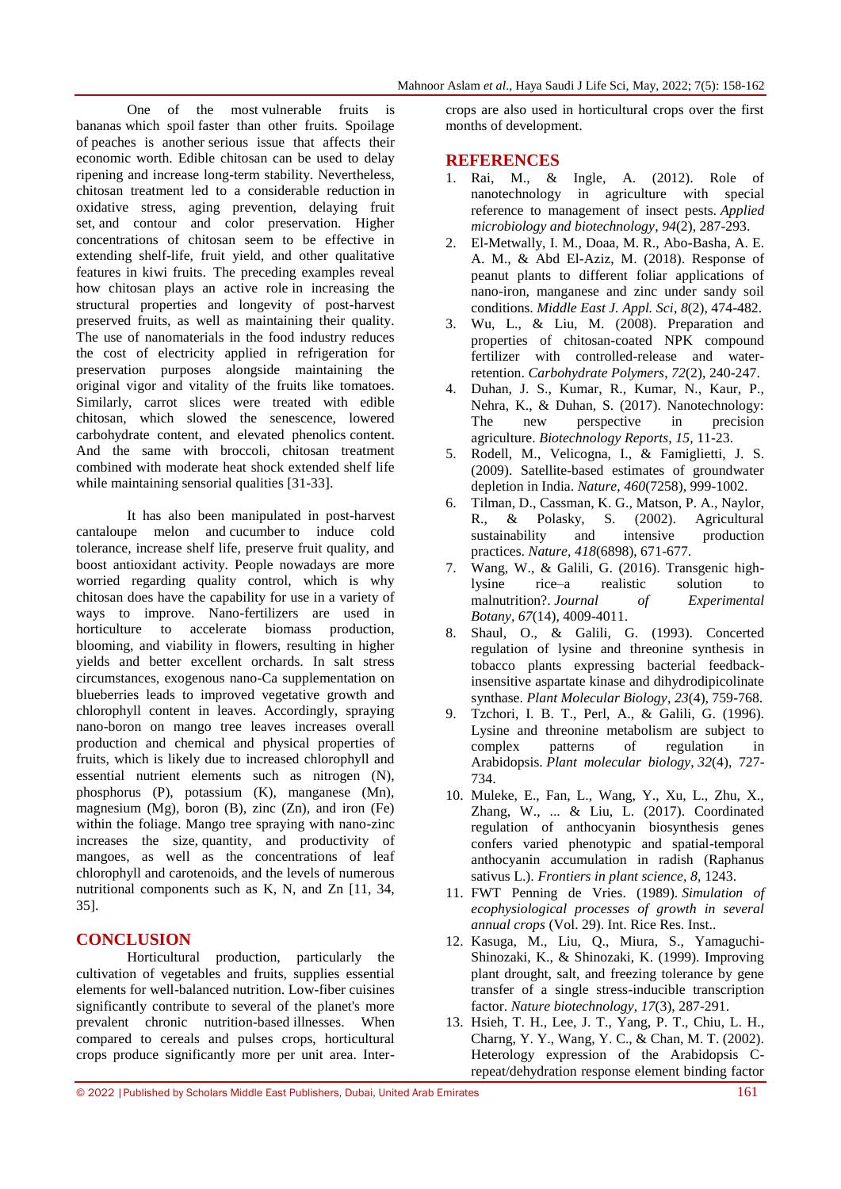One of the most vulnerable fruits is bananas which spoil faster than other fruits. Spoilage of peaches is another serious issue that affects their economic worth. Edible chitosan can be used to delay ripening and increase long-term stability. Nevertheless, chitosan treatment led to a considerable reduction in oxidative stress, aging prevention, delaying fruit set, and contour and color preservation. Higher concentrations of chitosan seem to be effective in extending shelf-life, fruit yield, and other qualitative features in kiwi fruits. The preceding examples reveal how chitosan plays an active role in increasing the structural properties and longevity of post-harvest preserved fruits, as well as maintaining their quality. The use of nanomaterials in the food industry reduces the cost of electricity applied in refrigeration for preservation purposes alongside maintaining the original vigor and vitality of the fruits like tomatoes. Similarly, carrot slices were treated with edible chitosan, which slowed the senescence, lowered carbohydrate content, and elevated phenolics content. And the same with broccoli, chitosan treatment combined with moderate heat shock extended shelf life while maintaining sensorial qualities [31-33].

It has also been manipulated in post-harvest cantaloupe melon and cucumber to induce cold tolerance, increase shelf life, preserve fruit quality, and boost antioxidant activity. People nowadays are more worried regarding quality control, which is why chitosan does have the capability for use in a variety of ways to improve. Nano-fertilizers are used in horticulture to accelerate biomass production, blooming, and viability in flowers, resulting in higher yields and better excellent orchards. In salt stress circumstances, exogenous nano-Ca supplementation on blueberries leads to improved vegetative growth and chlorophyll content in leaves. Accordingly, spraying nano-boron on mango tree leaves increases overall production and chemical and physical properties of fruits, which is likely due to increased chlorophyll and essential nutrient elements such as nitrogen (N), phosphorus (P), potassium (K), manganese (Mn), magnesium (Mg), boron (B), zinc (Zn), and iron (Fe) within the foliage. Mango tree spraying with nano-zinc increases the size, quantity, and productivity of mangoes, as well as the concentrations of leaf chlorophyll and carotenoids, and the levels of numerous nutritional components such as K, N, and Zn [11, 34, 35].

## CONCLUSION

Horticultural production, particularly the cultivation of vegetables and fruits, supplies essential elements for well-balanced nutrition. Low-fiber cuisines significantly contribute to several of the planet's more prevalent chronic nutrition-based illnesses. When compared to cereals and pulses crops, horticultural crops produce significantly more per unit area. Inter-crops are also used in horticultural crops over the first months of development.

## REFERENCES

1. Rai, M., & Ingle, A. (2012). Role of nanotechnology in agriculture with special reference to management of insect pests. *Applied microbiology and biotechnology*, *94*(2), 287-293.
2. El-Metwally, I. M., Doaa, M. R., Abo-Basha, A. E. A. M., & Abd El-Aziz, M. (2018). Response of peanut plants to different foliar applications of nano-iron, manganese and zinc under sandy soil conditions. *Middle East J. Appl. Sci*, *8*(2), 474-482.
3. Wu, L., & Liu, M. (2008). Preparation and properties of chitosan-coated NPK compound fertilizer with controlled-release and water-retention. *Carbohydrate Polymers*, *72*(2), 240-247.
4. Duhan, J. S., Kumar, R., Kumar, N., Kaur, P., Nehra, K., & Duhan, S. (2017). Nanotechnology: The new perspective in precision agriculture. *Biotechnology Reports*, *15*, 11-23.
5. Rodell, M., Velicogna, I., & Famiglietti, J. S. (2009). Satellite-based estimates of groundwater depletion in India. *Nature*, *460*(7258), 999-1002.
6. Tilman, D., Cassman, K. G., Matson, P. A., Naylor, R., & Polasky, S. (2002). Agricultural sustainability and intensive production practices. *Nature*, *418*(6898), 671-677.
7. Wang, W., & Galili, G. (2016). Transgenic high-lysine rice–a realistic solution to malnutrition?. *Journal of Experimental Botany*, *67*(14), 4009-4011.
8. Shaul, O., & Galili, G. (1993). Concerted regulation of lysine and threonine synthesis in tobacco plants expressing bacterial feedback-insensitive aspartate kinase and dihydrodipicolinate synthase. *Plant Molecular Biology*, *23*(4), 759-768.
9. Tzchori, I. B. T., Perl, A., & Galili, G. (1996). Lysine and threonine metabolism are subject to complex patterns of regulation in Arabidopsis. *Plant molecular biology*, *32*(4), 727-734.
10. Muleke, E., Fan, L., Wang, Y., Xu, L., Zhu, X., Zhang, W., ... & Liu, L. (2017). Coordinated regulation of anthocyanin biosynthesis genes confers varied phenotypic and spatial-temporal anthocyanin accumulation in radish (Raphanus sativus L.). *Frontiers in plant science*, *8*, 1243.
11. FWT Penning de Vries. (1989). *Simulation of ecophysiological processes of growth in several annual crops* (Vol. 29). Int. Rice Res. Inst..
12. Kasuga, M., Liu, Q., Miura, S., Yamaguchi-Shinozaki, K., & Shinozaki, K. (1999). Improving plant drought, salt, and freezing tolerance by gene transfer of a single stress-inducible transcription factor. *Nature biotechnology*, *17*(3), 287-291.
13. Hsieh, T. H., Lee, J. T., Yang, P. T., Chiu, L. H., Charng, Y. Y., Wang, Y. C., & Chan, M. T. (2002). Heterology expression of the Arabidopsis C-repeat/dehydration response element binding factor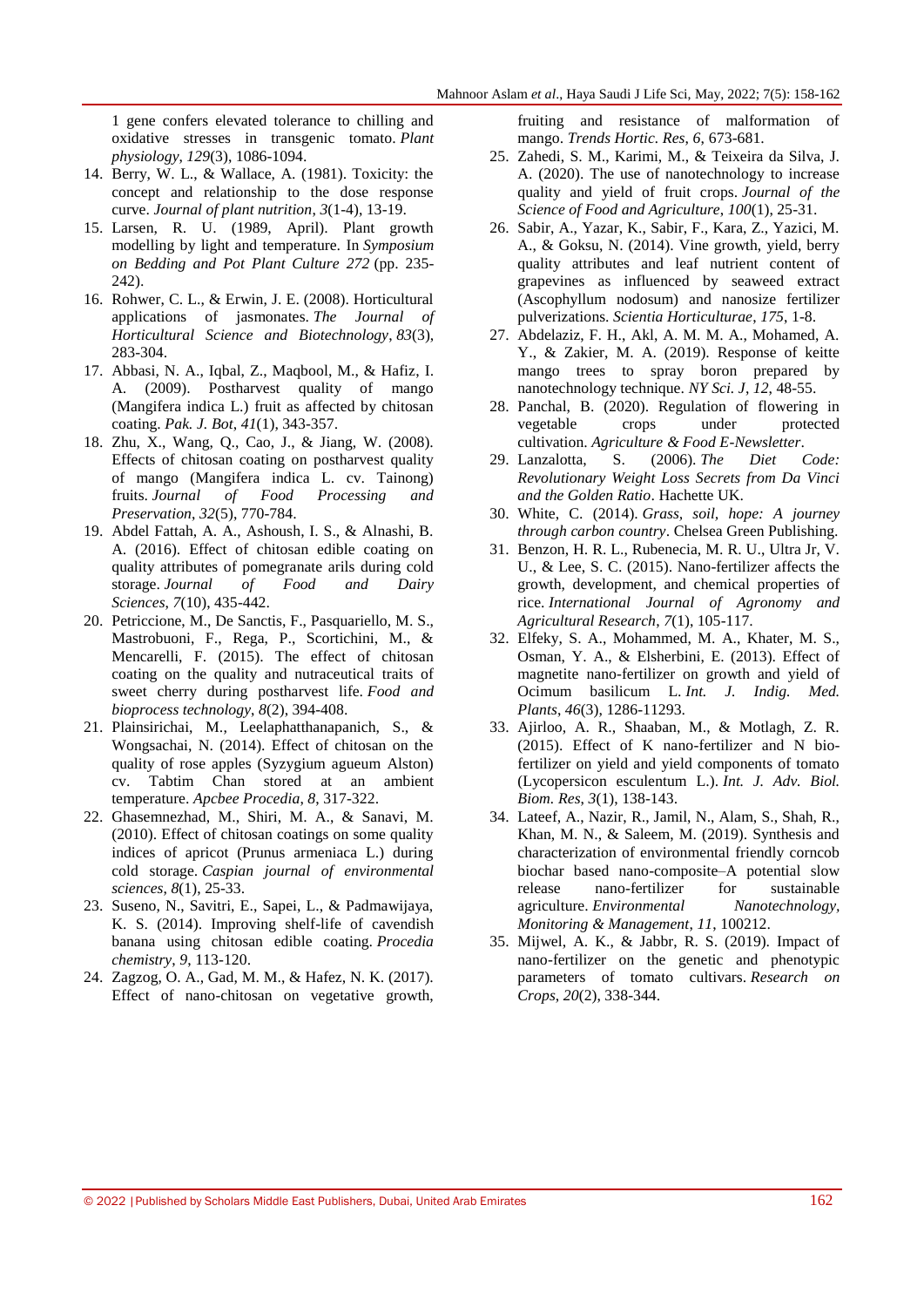1 gene confers elevated tolerance to chilling and oxidative stresses in transgenic tomato. *Plant physiology*, *129*(3), 1086-1094.

14. Berry, W. L., & Wallace, A. (1981). Toxicity: the concept and relationship to the dose response curve. *Journal of plant nutrition*, *3*(1-4), 13-19.
15. Larsen, R. U. (1989, April). Plant growth modelling by light and temperature. In *Symposium on Bedding and Pot Plant Culture 272* (pp. 235-242).
16. Rohwer, C. L., & Erwin, J. E. (2008). Horticultural applications of jasmonates. *The Journal of Horticultural Science and Biotechnology*, *83*(3), 283-304.
17. Abbasi, N. A., Iqbal, Z., Maqbool, M., & Hafiz, I. A. (2009). Postharvest quality of mango (Mangifera indica L.) fruit as affected by chitosan coating. *Pak. J. Bot*, *41*(1), 343-357.
18. Zhu, X., Wang, Q., Cao, J., & Jiang, W. (2008). Effects of chitosan coating on postharvest quality of mango (Mangifera indica L. cv. Tainong) fruits. *Journal of Food Processing and Preservation*, *32*(5), 770-784.
19. Abdel Fattah, A. A., Ashoush, I. S., & Alnashi, B. A. (2016). Effect of chitosan edible coating on quality attributes of pomegranate arils during cold storage. *Journal of Food and Dairy Sciences*, *7*(10), 435-442.
20. Petriccione, M., De Sanctis, F., Pasquariello, M. S., Mastrobuoni, F., Rega, P., Scortichini, M., & Mencarelli, F. (2015). The effect of chitosan coating on the quality and nutraceutical traits of sweet cherry during postharvest life. *Food and bioprocess technology*, *8*(2), 394-408.
21. Plainsirichai, M., Leelaphatthanapanich, S., & Wongsachai, N. (2014). Effect of chitosan on the quality of rose apples (Syzygium agueum Alston) cv. Tabtim Chan stored at an ambient temperature. *Apcbee Procedia*, *8*, 317-322.
22. Ghasemnezhad, M., Shiri, M. A., & Sanavi, M. (2010). Effect of chitosan coatings on some quality indices of apricot (Prunus armeniaca L.) during cold storage. *Caspian journal of environmental sciences*, *8*(1), 25-33.
23. Suseno, N., Savitri, E., Sapei, L., & Padmawijaya, K. S. (2014). Improving shelf-life of cavendish banana using chitosan edible coating. *Procedia chemistry*, *9*, 113-120.
24. Zagzog, O. A., Gad, M. M., & Hafez, N. K. (2017). Effect of nano-chitosan on vegetative growth, fruiting and resistance of malformation of mango. *Trends Hortic. Res*, *6*, 673-681.
25. Zahedi, S. M., Karimi, M., & Teixeira da Silva, J. A. (2020). The use of nanotechnology to increase quality and yield of fruit crops. *Journal of the Science of Food and Agriculture*, *100*(1), 25-31.
26. Sabir, A., Yazar, K., Sabir, F., Kara, Z., Yazici, M. A., & Goksu, N. (2014). Vine growth, yield, berry quality attributes and leaf nutrient content of grapevines as influenced by seaweed extract (Ascophyllum nodosum) and nanosize fertilizer pulverizations. *Scientia Horticulturae*, *175*, 1-8.
27. Abdelaziz, F. H., Akl, A. M. M. A., Mohamed, A. Y., & Zakier, M. A. (2019). Response of keitte mango trees to spray boron prepared by nanotechnology technique. *NY Sci. J*, *12*, 48-55.
28. Panchal, B. (2020). Regulation of flowering in vegetable crops under protected cultivation. *Agriculture & Food E-Newsletter*.
29. Lanzalotta, S. (2006). *The Diet Code: Revolutionary Weight Loss Secrets from Da Vinci and the Golden Ratio*. Hachette UK.
30. White, C. (2014). *Grass, soil, hope: A journey through carbon country*. Chelsea Green Publishing.
31. Benzon, H. R. L., Rubenecia, M. R. U., Ultra Jr, V. U., & Lee, S. C. (2015). Nano-fertilizer affects the growth, development, and chemical properties of rice. *International Journal of Agronomy and Agricultural Research*, *7*(1), 105-117.
32. Elfeky, S. A., Mohammed, M. A., Khater, M. S., Osman, Y. A., & Elsherbini, E. (2013). Effect of magnetite nano-fertilizer on growth and yield of Ocimum basilicum L. *Int. J. Indig. Med. Plants*, *46*(3), 1286-11293.
33. Ajirloo, A. R., Shaaban, M., & Motlagh, Z. R. (2015). Effect of K nano-fertilizer and N bio-fertilizer on yield and yield components of tomato (Lycopersicon esculentum L.). *Int. J. Adv. Biol. Biom. Res*, *3*(1), 138-143.
34. Lateef, A., Nazir, R., Jamil, N., Alam, S., Shah, R., Khan, M. N., & Saleem, M. (2019). Synthesis and characterization of environmental friendly corncob biochar based nano-composite–A potential slow release nano-fertilizer for sustainable agriculture. *Environmental Nanotechnology, Monitoring & Management*, *11*, 100212.
35. Mijwel, A. K., & Jabbr, R. S. (2019). Impact of nano-fertilizer on the genetic and phenotypic parameters of tomato cultivars. *Research on Crops*, *20*(2), 338-344.